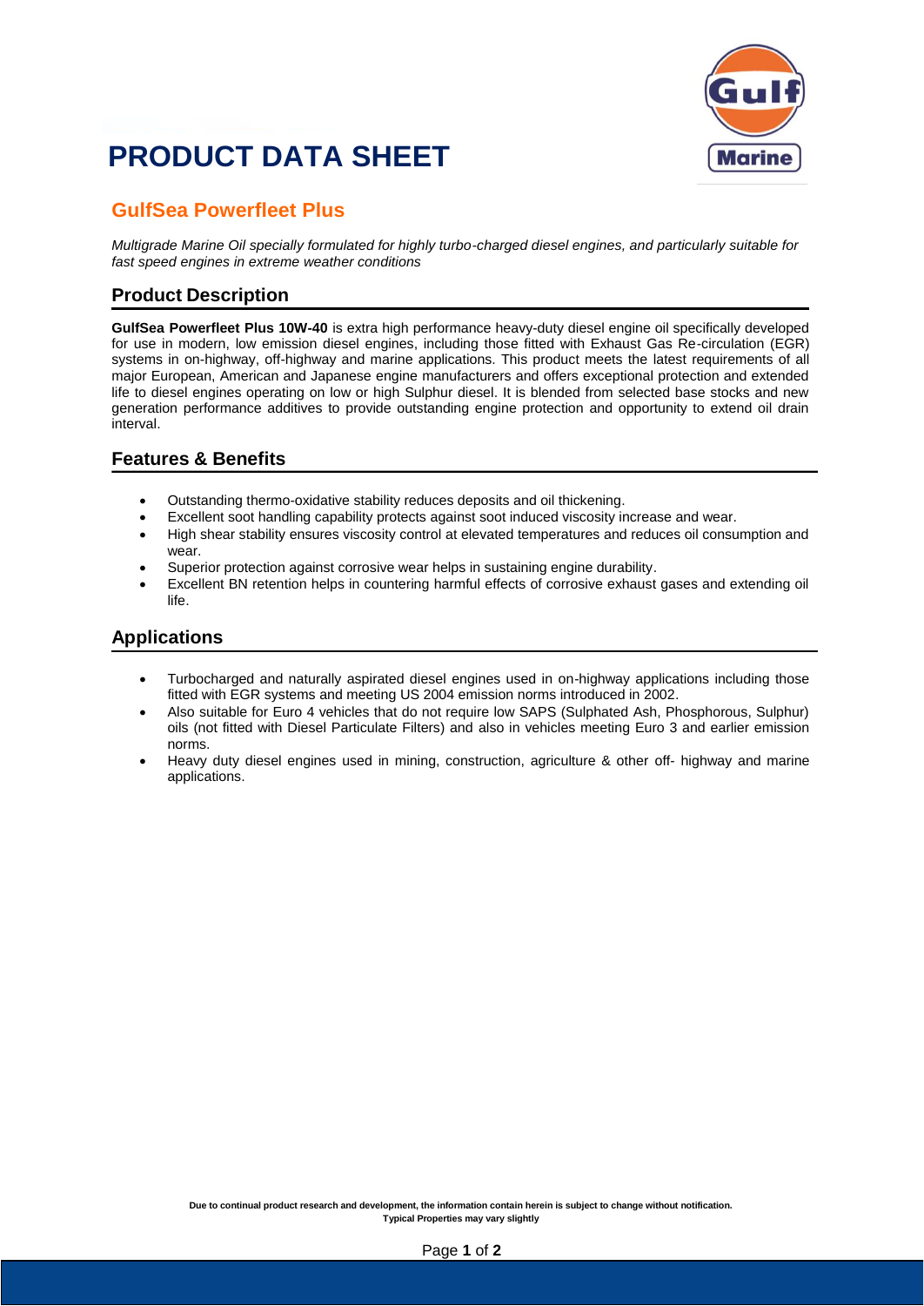# PRODUCT DATA SHEET

## GulfSea Powerfleet Plus

*Multigrade Marine Oil specially formulated for highly turbo-charged diesel engines, and particularly suitable for fast speed engines in extreme weather conditions*

### Product Description

**GulfSea Powerfleet Plus 10W-40** is extra high performance heavy-duty diesel engine oil specifically developed for use in modern, low emission diesel engines, including those fitted with Exhaust Gas Re-circulation (EGR) systems in on-highway, off-highway and marine applications. This product meets the latest requirements of all major European, American and Japanese engine manufacturers and offers exceptional protection and extended life to diesel engines operating on low or high Sulphur diesel. It is blended from selected base stocks and new generation performance additives to provide outstanding engine protection and opportunity to extend oil drain interval.

### Features & Benefits

- Outstanding thermo-oxidative stability reduces deposits and oil thickening.
- Excellent soot handling capability protects against soot induced viscosity increase and wear.
- High shear stability ensures viscosity control at elevated temperatures and reduces oil consumption and wear.
- Superior protection against corrosive wear helps in sustaining engine durability.
- Excellent BN retention helps in countering harmful effects of corrosive exhaust gases and extending oil life.

### Applications

- Turbocharged and naturally aspirated diesel engines used in on-highway applications including those fitted with EGR systems and meeting US 2004 emission norms introduced in 2002.
- Also suitable for Euro 4 vehicles that do not require low SAPS (Sulphated Ash, Phosphorous, Sulphur) oils (not fitted with Diesel Particulate Filters) and also in vehicles meeting Euro 3 and earlier emission norms.
- Heavy duty diesel engines used in mining, construction, agriculture & other off- highway and marine applications.

**Due to continual product research and development, the information contain herein is subject to change without notification.**
**Typical Properties may vary slightly**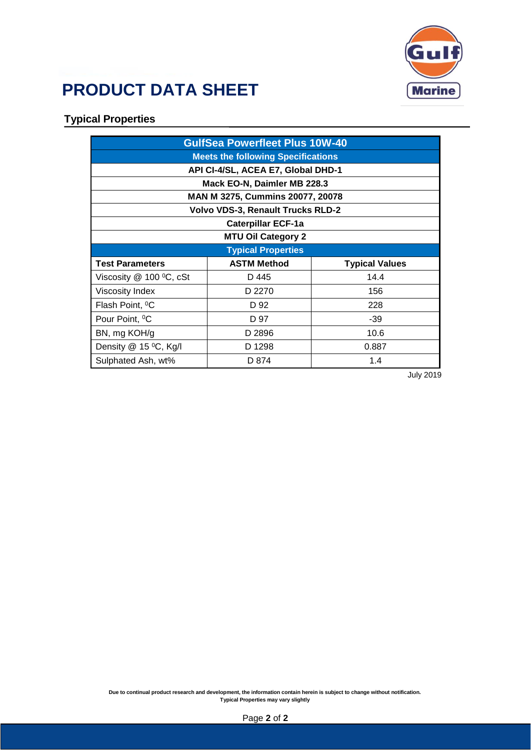# PRODUCT DATA SHEET

## Typical Properties

| GulfSea Powerfleet Plus 10W-40 | | |
|---|---|---|
| **Meets the following Specifications** | | |
| **API CI-4/SL, ACEA E7, Global DHD-1** | | |
| **Mack EO-N, Daimler MB 228.3** | | |
| **MAN M 3275, Cummins 20077, 20078** | | |
| **Volvo VDS-3, Renault Trucks RLD-2** | | |
| **Caterpillar ECF-1a** | | |
| **MTU Oil Category 2** | | |
| **Typical Properties** | | |
| **Test Parameters** | **ASTM Method** | **Typical Values** |
| Viscosity @ 100 $^0$C, cSt | D 445 | 14.4 |
| Viscosity Index | D 2270 | 156 |
| Flash Point, $^0$C | D 92 | 228 |
| Pour Point, $^0$C | D 97 | -39 |
| BN, mg KOH/g | D 2896 | 10.6 |
| Density @ 15 $^0$C, Kg/l | D 1298 | 0.887 |
| Sulphated Ash, wt% | D 874 | 1.4 |

July 2019

**Due to continual product research and development, the information contain herein is subject to change without notification.**
**Typical Properties may vary slightly**